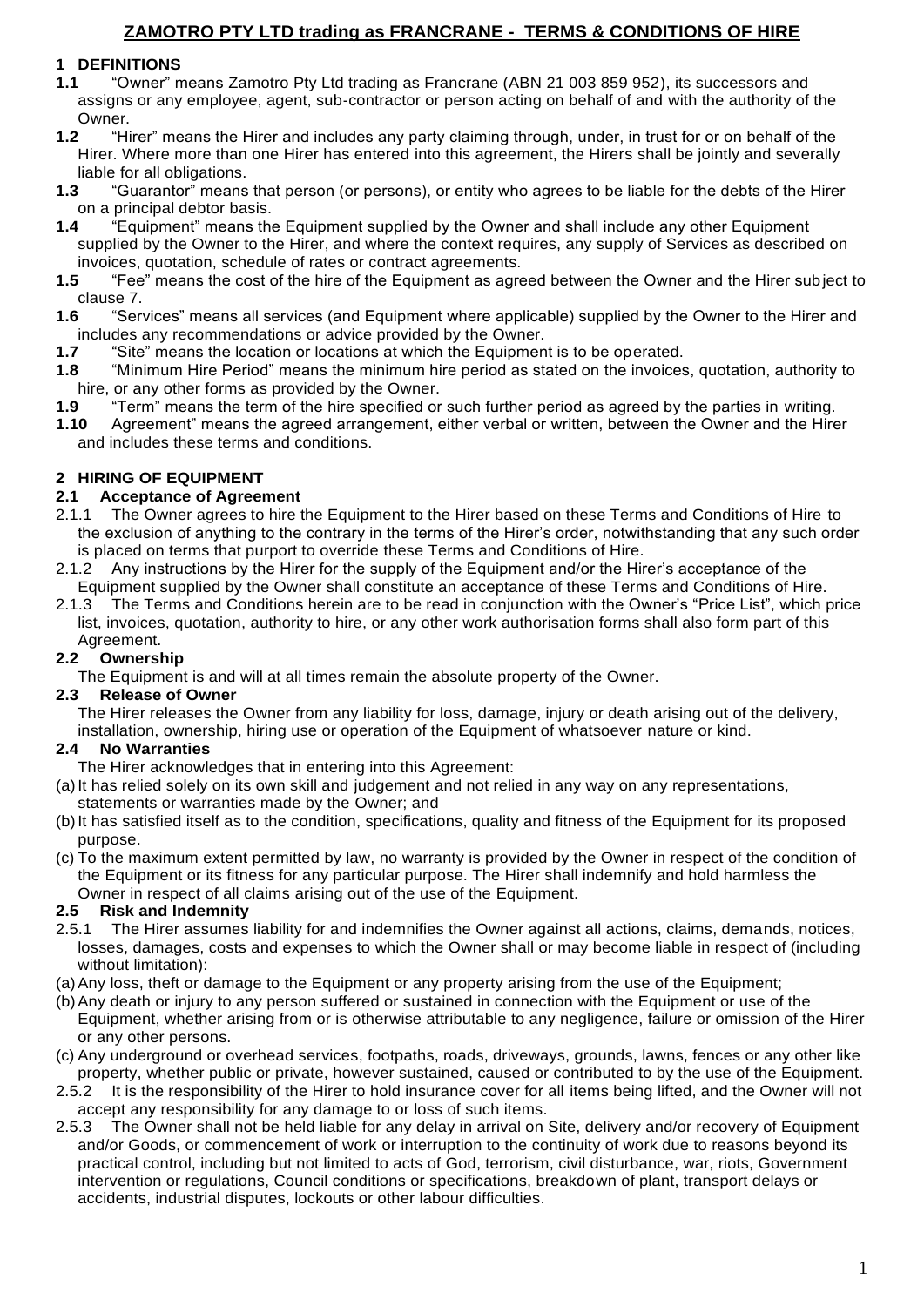# ZAMOTRO PTY LTD trading as FRANCRANE - TERMS & CONDITIONS OF HIRE

## 1 DEFINITIONS

**1.1** "Owner" means Zamotro Pty Ltd trading as Francrane (ABN 21 003 859 952), its successors and assigns or any employee, agent, sub-contractor or person acting on behalf of and with the authority of the Owner.

**1.2** "Hirer" means the Hirer and includes any party claiming through, under, in trust for or on behalf of the Hirer. Where more than one Hirer has entered into this agreement, the Hirers shall be jointly and severally liable for all obligations.

**1.3** "Guarantor" means that person (or persons), or entity who agrees to be liable for the debts of the Hirer on a principal debtor basis.

**1.4** "Equipment" means the Equipment supplied by the Owner and shall include any other Equipment supplied by the Owner to the Hirer, and where the context requires, any supply of Services as described on invoices, quotation, schedule of rates or contract agreements.

**1.5** "Fee" means the cost of the hire of the Equipment as agreed between the Owner and the Hirer subject to clause 7.

**1.6** "Services" means all services (and Equipment where applicable) supplied by the Owner to the Hirer and includes any recommendations or advice provided by the Owner.

**1.7** "Site" means the location or locations at which the Equipment is to be operated.

**1.8** "Minimum Hire Period" means the minimum hire period as stated on the invoices, quotation, authority to hire, or any other forms as provided by the Owner.

**1.9** "Term" means the term of the hire specified or such further period as agreed by the parties in writing.

**1.10** Agreement" means the agreed arrangement, either verbal or written, between the Owner and the Hirer and includes these terms and conditions.

## 2 HIRING OF EQUIPMENT

### 2.1 Acceptance of Agreement

2.1.1 The Owner agrees to hire the Equipment to the Hirer based on these Terms and Conditions of Hire to the exclusion of anything to the contrary in the terms of the Hirer's order, notwithstanding that any such order is placed on terms that purport to override these Terms and Conditions of Hire.

2.1.2 Any instructions by the Hirer for the supply of the Equipment and/or the Hirer's acceptance of the Equipment supplied by the Owner shall constitute an acceptance of these Terms and Conditions of Hire.

2.1.3 The Terms and Conditions herein are to be read in conjunction with the Owner's "Price List", which price list, invoices, quotation, authority to hire, or any other work authorisation forms shall also form part of this Agreement.

### 2.2 Ownership

The Equipment is and will at all times remain the absolute property of the Owner.

### 2.3 Release of Owner

The Hirer releases the Owner from any liability for loss, damage, injury or death arising out of the delivery, installation, ownership, hiring use or operation of the Equipment of whatsoever nature or kind.

### 2.4 No Warranties

The Hirer acknowledges that in entering into this Agreement:

(a) It has relied solely on its own skill and judgement and not relied in any way on any representations, statements or warranties made by the Owner; and

(b) It has satisfied itself as to the condition, specifications, quality and fitness of the Equipment for its proposed purpose.

(c) To the maximum extent permitted by law, no warranty is provided by the Owner in respect of the condition of the Equipment or its fitness for any particular purpose. The Hirer shall indemnify and hold harmless the Owner in respect of all claims arising out of the use of the Equipment.

### 2.5 Risk and Indemnity

2.5.1 The Hirer assumes liability for and indemnifies the Owner against all actions, claims, demands, notices, losses, damages, costs and expenses to which the Owner shall or may become liable in respect of (including without limitation):

(a) Any loss, theft or damage to the Equipment or any property arising from the use of the Equipment;

(b) Any death or injury to any person suffered or sustained in connection with the Equipment or use of the Equipment, whether arising from or is otherwise attributable to any negligence, failure or omission of the Hirer or any other persons.

(c) Any underground or overhead services, footpaths, roads, driveways, grounds, lawns, fences or any other like property, whether public or private, however sustained, caused or contributed to by the use of the Equipment.

2.5.2 It is the responsibility of the Hirer to hold insurance cover for all items being lifted, and the Owner will not accept any responsibility for any damage to or loss of such items.

2.5.3 The Owner shall not be held liable for any delay in arrival on Site, delivery and/or recovery of Equipment and/or Goods, or commencement of work or interruption to the continuity of work due to reasons beyond its practical control, including but not limited to acts of God, terrorism, civil disturbance, war, riots, Government intervention or regulations, Council conditions or specifications, breakdown of plant, transport delays or accidents, industrial disputes, lockouts or other labour difficulties.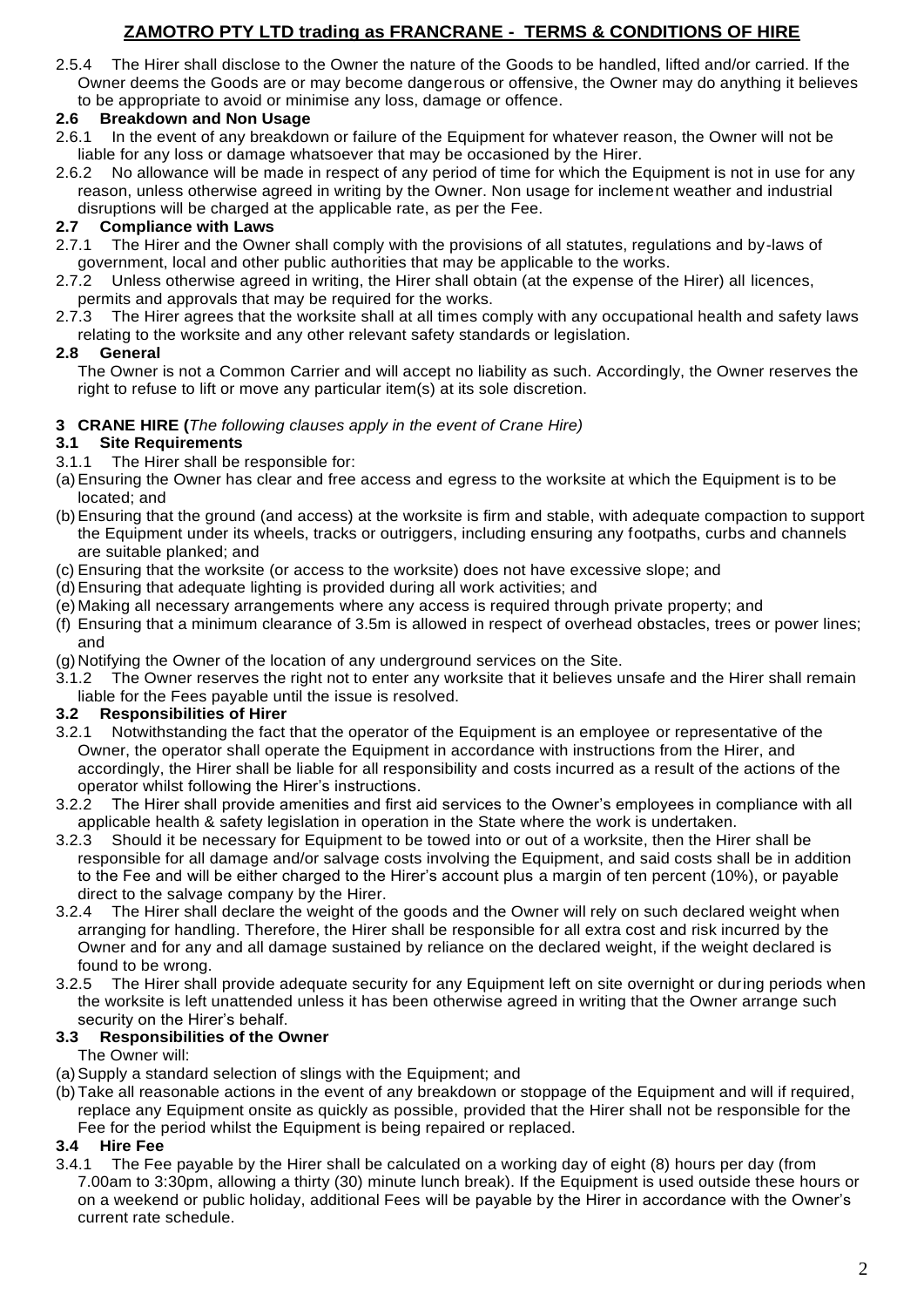# ZAMOTRO PTY LTD trading as FRANCRANE - TERMS & CONDITIONS OF HIRE

2.5.4 The Hirer shall disclose to the Owner the nature of the Goods to be handled, lifted and/or carried. If the Owner deems the Goods are or may become dangerous or offensive, the Owner may do anything it believes to be appropriate to avoid or minimise any loss, damage or offence.

### 2.6 Breakdown and Non Usage

2.6.1 In the event of any breakdown or failure of the Equipment for whatever reason, the Owner will not be liable for any loss or damage whatsoever that may be occasioned by the Hirer.

2.6.2 No allowance will be made in respect of any period of time for which the Equipment is not in use for any reason, unless otherwise agreed in writing by the Owner. Non usage for inclement weather and industrial disruptions will be charged at the applicable rate, as per the Fee.

### 2.7 Compliance with Laws

2.7.1 The Hirer and the Owner shall comply with the provisions of all statutes, regulations and by-laws of government, local and other public authorities that may be applicable to the works.

2.7.2 Unless otherwise agreed in writing, the Hirer shall obtain (at the expense of the Hirer) all licences, permits and approvals that may be required for the works.

2.7.3 The Hirer agrees that the worksite shall at all times comply with any occupational health and safety laws relating to the worksite and any other relevant safety standards or legislation.

### 2.8 General

The Owner is not a Common Carrier and will accept no liability as such. Accordingly, the Owner reserves the right to refuse to lift or move any particular item(s) at its sole discretion.

## 3 CRANE HIRE (*The following clauses apply in the event of Crane Hire)*

### 3.1 Site Requirements

3.1.1 The Hirer shall be responsible for:

(a) Ensuring the Owner has clear and free access and egress to the worksite at which the Equipment is to be located; and

(b) Ensuring that the ground (and access) at the worksite is firm and stable, with adequate compaction to support the Equipment under its wheels, tracks or outriggers, including ensuring any footpaths, curbs and channels are suitable planked; and

(c) Ensuring that the worksite (or access to the worksite) does not have excessive slope; and

(d) Ensuring that adequate lighting is provided during all work activities; and

(e) Making all necessary arrangements where any access is required through private property; and

(f) Ensuring that a minimum clearance of 3.5m is allowed in respect of overhead obstacles, trees or power lines; and

(g) Notifying the Owner of the location of any underground services on the Site.

3.1.2 The Owner reserves the right not to enter any worksite that it believes unsafe and the Hirer shall remain liable for the Fees payable until the issue is resolved.

### 3.2 Responsibilities of Hirer

3.2.1 Notwithstanding the fact that the operator of the Equipment is an employee or representative of the Owner, the operator shall operate the Equipment in accordance with instructions from the Hirer, and accordingly, the Hirer shall be liable for all responsibility and costs incurred as a result of the actions of the operator whilst following the Hirer's instructions.

3.2.2 The Hirer shall provide amenities and first aid services to the Owner's employees in compliance with all applicable health & safety legislation in operation in the State where the work is undertaken.

3.2.3 Should it be necessary for Equipment to be towed into or out of a worksite, then the Hirer shall be responsible for all damage and/or salvage costs involving the Equipment, and said costs shall be in addition to the Fee and will be either charged to the Hirer's account plus a margin of ten percent (10%), or payable direct to the salvage company by the Hirer.

3.2.4 The Hirer shall declare the weight of the goods and the Owner will rely on such declared weight when arranging for handling. Therefore, the Hirer shall be responsible for all extra cost and risk incurred by the Owner and for any and all damage sustained by reliance on the declared weight, if the weight declared is found to be wrong.

3.2.5 The Hirer shall provide adequate security for any Equipment left on site overnight or during periods when the worksite is left unattended unless it has been otherwise agreed in writing that the Owner arrange such security on the Hirer's behalf.

### 3.3 Responsibilities of the Owner

The Owner will:

(a) Supply a standard selection of slings with the Equipment; and

(b) Take all reasonable actions in the event of any breakdown or stoppage of the Equipment and will if required, replace any Equipment onsite as quickly as possible, provided that the Hirer shall not be responsible for the Fee for the period whilst the Equipment is being repaired or replaced.

### 3.4 Hire Fee

3.4.1 The Fee payable by the Hirer shall be calculated on a working day of eight (8) hours per day (from 7.00am to 3:30pm, allowing a thirty (30) minute lunch break). If the Equipment is used outside these hours or on a weekend or public holiday, additional Fees will be payable by the Hirer in accordance with the Owner's current rate schedule.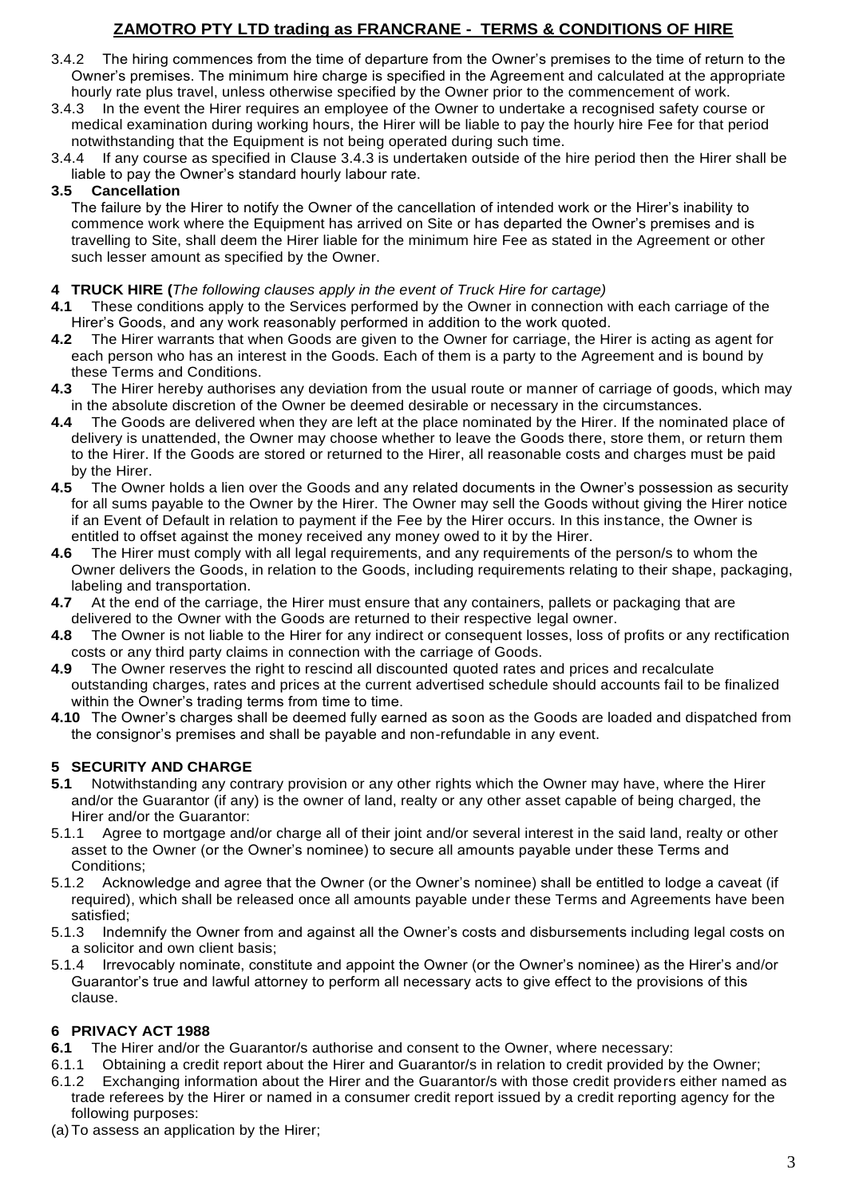## ZAMOTRO PTY LTD trading as FRANCRANE - TERMS & CONDITIONS OF HIRE

3.4.2 The hiring commences from the time of departure from the Owner's premises to the time of return to the Owner's premises. The minimum hire charge is specified in the Agreement and calculated at the appropriate hourly rate plus travel, unless otherwise specified by the Owner prior to the commencement of work.

3.4.3 In the event the Hirer requires an employee of the Owner to undertake a recognised safety course or medical examination during working hours, the Hirer will be liable to pay the hourly hire Fee for that period notwithstanding that the Equipment is not being operated during such time.

3.4.4 If any course as specified in Clause 3.4.3 is undertaken outside of the hire period then the Hirer shall be liable to pay the Owner's standard hourly labour rate.

**3.5 Cancellation**

The failure by the Hirer to notify the Owner of the cancellation of intended work or the Hirer's inability to commence work where the Equipment has arrived on Site or has departed the Owner's premises and is travelling to Site, shall deem the Hirer liable for the minimum hire Fee as stated in the Agreement or other such lesser amount as specified by the Owner.

### 4 TRUCK HIRE (*The following clauses apply in the event of Truck Hire for cartage)*

**4.1** These conditions apply to the Services performed by the Owner in connection with each carriage of the Hirer's Goods, and any work reasonably performed in addition to the work quoted.

**4.2** The Hirer warrants that when Goods are given to the Owner for carriage, the Hirer is acting as agent for each person who has an interest in the Goods. Each of them is a party to the Agreement and is bound by these Terms and Conditions.

**4.3** The Hirer hereby authorises any deviation from the usual route or manner of carriage of goods, which may in the absolute discretion of the Owner be deemed desirable or necessary in the circumstances.

**4.4** The Goods are delivered when they are left at the place nominated by the Hirer. If the nominated place of delivery is unattended, the Owner may choose whether to leave the Goods there, store them, or return them to the Hirer. If the Goods are stored or returned to the Hirer, all reasonable costs and charges must be paid by the Hirer.

**4.5** The Owner holds a lien over the Goods and any related documents in the Owner's possession as security for all sums payable to the Owner by the Hirer. The Owner may sell the Goods without giving the Hirer notice if an Event of Default in relation to payment if the Fee by the Hirer occurs. In this instance, the Owner is entitled to offset against the money received any money owed to it by the Hirer.

**4.6** The Hirer must comply with all legal requirements, and any requirements of the person/s to whom the Owner delivers the Goods, in relation to the Goods, including requirements relating to their shape, packaging, labeling and transportation.

**4.7** At the end of the carriage, the Hirer must ensure that any containers, pallets or packaging that are delivered to the Owner with the Goods are returned to their respective legal owner.

**4.8** The Owner is not liable to the Hirer for any indirect or consequent losses, loss of profits or any rectification costs or any third party claims in connection with the carriage of Goods.

**4.9** The Owner reserves the right to rescind all discounted quoted rates and prices and recalculate outstanding charges, rates and prices at the current advertised schedule should accounts fail to be finalized within the Owner's trading terms from time to time.

**4.10** The Owner's charges shall be deemed fully earned as soon as the Goods are loaded and dispatched from the consignor's premises and shall be payable and non-refundable in any event.

### 5 SECURITY AND CHARGE

**5.1** Notwithstanding any contrary provision or any other rights which the Owner may have, where the Hirer and/or the Guarantor (if any) is the owner of land, realty or any other asset capable of being charged, the Hirer and/or the Guarantor:

5.1.1 Agree to mortgage and/or charge all of their joint and/or several interest in the said land, realty or other asset to the Owner (or the Owner's nominee) to secure all amounts payable under these Terms and Conditions;

5.1.2 Acknowledge and agree that the Owner (or the Owner's nominee) shall be entitled to lodge a caveat (if required), which shall be released once all amounts payable under these Terms and Agreements have been satisfied;

5.1.3 Indemnify the Owner from and against all the Owner's costs and disbursements including legal costs on a solicitor and own client basis;

5.1.4 Irrevocably nominate, constitute and appoint the Owner (or the Owner's nominee) as the Hirer's and/or Guarantor's true and lawful attorney to perform all necessary acts to give effect to the provisions of this clause.

### 6 PRIVACY ACT 1988

**6.1** The Hirer and/or the Guarantor/s authorise and consent to the Owner, where necessary:

6.1.1 Obtaining a credit report about the Hirer and Guarantor/s in relation to credit provided by the Owner;

6.1.2 Exchanging information about the Hirer and the Guarantor/s with those credit providers either named as trade referees by the Hirer or named in a consumer credit report issued by a credit reporting agency for the following purposes:

(a) To assess an application by the Hirer;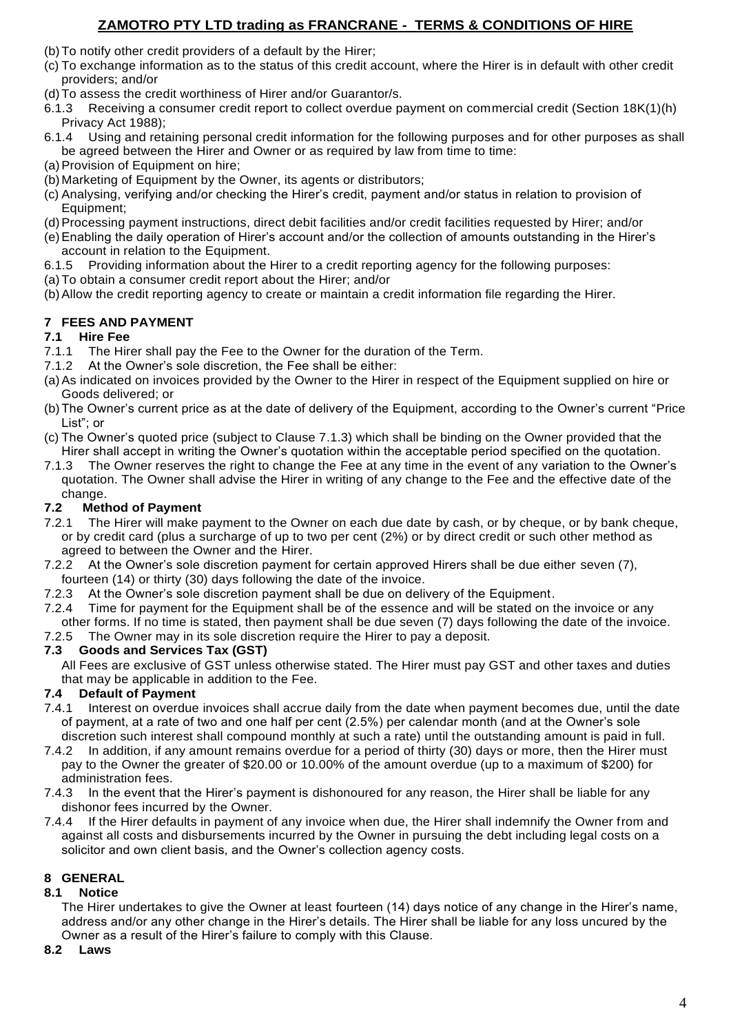(b) To notify other credit providers of a default by the Hirer;
(c) To exchange information as to the status of this credit account, where the Hirer is in default with other credit providers; and/or
(d) To assess the credit worthiness of Hirer and/or Guarantor/s.

6.1.3 Receiving a consumer credit report to collect overdue payment on commercial credit (Section 18K(1)(h) Privacy Act 1988);

6.1.4 Using and retaining personal credit information for the following purposes and for other purposes as shall be agreed between the Hirer and Owner or as required by law from time to time:
(a) Provision of Equipment on hire;
(b) Marketing of Equipment by the Owner, its agents or distributors;
(c) Analysing, verifying and/or checking the Hirer's credit, payment and/or status in relation to provision of Equipment;
(d) Processing payment instructions, direct debit facilities and/or credit facilities requested by Hirer; and/or
(e) Enabling the daily operation of Hirer's account and/or the collection of amounts outstanding in the Hirer's account in relation to the Equipment.

6.1.5 Providing information about the Hirer to a credit reporting agency for the following purposes:
(a) To obtain a consumer credit report about the Hirer; and/or
(b) Allow the credit reporting agency to create or maintain a credit information file regarding the Hirer.

## 7 FEES AND PAYMENT

### 7.1 Hire Fee

7.1.1 The Hirer shall pay the Fee to the Owner for the duration of the Term.

7.1.2 At the Owner's sole discretion, the Fee shall be either:
(a) As indicated on invoices provided by the Owner to the Hirer in respect of the Equipment supplied on hire or Goods delivered; or
(b) The Owner's current price as at the date of delivery of the Equipment, according to the Owner's current "Price List"; or
(c) The Owner's quoted price (subject to Clause 7.1.3) which shall be binding on the Owner provided that the Hirer shall accept in writing the Owner's quotation within the acceptable period specified on the quotation.

7.1.3 The Owner reserves the right to change the Fee at any time in the event of any variation to the Owner's quotation. The Owner shall advise the Hirer in writing of any change to the Fee and the effective date of the change.

### 7.2 Method of Payment

7.2.1 The Hirer will make payment to the Owner on each due date by cash, or by cheque, or by bank cheque, or by credit card (plus a surcharge of up to two per cent (2%) or by direct credit or such other method as agreed to between the Owner and the Hirer.

7.2.2 At the Owner's sole discretion payment for certain approved Hirers shall be due either seven (7), fourteen (14) or thirty (30) days following the date of the invoice.

7.2.3 At the Owner's sole discretion payment shall be due on delivery of the Equipment.

7.2.4 Time for payment for the Equipment shall be of the essence and will be stated on the invoice or any other forms. If no time is stated, then payment shall be due seven (7) days following the date of the invoice.

7.2.5 The Owner may in its sole discretion require the Hirer to pay a deposit.

### 7.3 Goods and Services Tax (GST)

All Fees are exclusive of GST unless otherwise stated. The Hirer must pay GST and other taxes and duties that may be applicable in addition to the Fee.

### 7.4 Default of Payment

7.4.1 Interest on overdue invoices shall accrue daily from the date when payment becomes due, until the date of payment, at a rate of two and one half per cent (2.5%) per calendar month (and at the Owner's sole discretion such interest shall compound monthly at such a rate) until the outstanding amount is paid in full.

7.4.2 In addition, if any amount remains overdue for a period of thirty (30) days or more, then the Hirer must pay to the Owner the greater of $20.00 or 10.00% of the amount overdue (up to a maximum of $200) for administration fees.

7.4.3 In the event that the Hirer's payment is dishonoured for any reason, the Hirer shall be liable for any dishonor fees incurred by the Owner.

7.4.4 If the Hirer defaults in payment of any invoice when due, the Hirer shall indemnify the Owner from and against all costs and disbursements incurred by the Owner in pursuing the debt including legal costs on a solicitor and own client basis, and the Owner's collection agency costs.

## 8 GENERAL

### 8.1 Notice

The Hirer undertakes to give the Owner at least fourteen (14) days notice of any change in the Hirer's name, address and/or any other change in the Hirer's details. The Hirer shall be liable for any loss uncured by the Owner as a result of the Hirer's failure to comply with this Clause.

### 8.2 Laws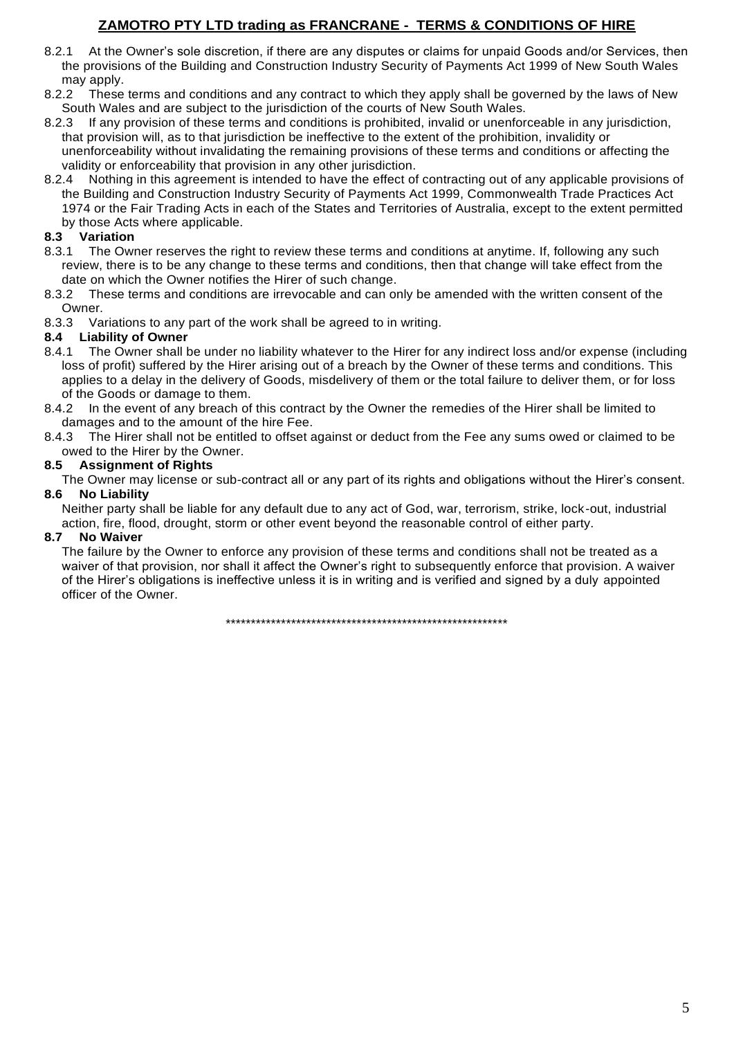8.2.1 At the Owner's sole discretion, if there are any disputes or claims for unpaid Goods and/or Services, then the provisions of the Building and Construction Industry Security of Payments Act 1999 of New South Wales may apply.

8.2.2 These terms and conditions and any contract to which they apply shall be governed by the laws of New South Wales and are subject to the jurisdiction of the courts of New South Wales.

8.2.3 If any provision of these terms and conditions is prohibited, invalid or unenforceable in any jurisdiction, that provision will, as to that jurisdiction be ineffective to the extent of the prohibition, invalidity or unenforceability without invalidating the remaining provisions of these terms and conditions or affecting the validity or enforceability that provision in any other jurisdiction.

8.2.4 Nothing in this agreement is intended to have the effect of contracting out of any applicable provisions of the Building and Construction Industry Security of Payments Act 1999, Commonwealth Trade Practices Act 1974 or the Fair Trading Acts in each of the States and Territories of Australia, except to the extent permitted by those Acts where applicable.

**8.3 Variation**

8.3.1 The Owner reserves the right to review these terms and conditions at anytime. If, following any such review, there is to be any change to these terms and conditions, then that change will take effect from the date on which the Owner notifies the Hirer of such change.

8.3.2 These terms and conditions are irrevocable and can only be amended with the written consent of the Owner.

8.3.3 Variations to any part of the work shall be agreed to in writing.

**8.4 Liability of Owner**

8.4.1 The Owner shall be under no liability whatever to the Hirer for any indirect loss and/or expense (including loss of profit) suffered by the Hirer arising out of a breach by the Owner of these terms and conditions. This applies to a delay in the delivery of Goods, misdelivery of them or the total failure to deliver them, or for loss of the Goods or damage to them.

8.4.2 In the event of any breach of this contract by the Owner the remedies of the Hirer shall be limited to damages and to the amount of the hire Fee.

8.4.3 The Hirer shall not be entitled to offset against or deduct from the Fee any sums owed or claimed to be owed to the Hirer by the Owner.

**8.5 Assignment of Rights**

The Owner may license or sub-contract all or any part of its rights and obligations without the Hirer's consent.

**8.6 No Liability**

Neither party shall be liable for any default due to any act of God, war, terrorism, strike, lock-out, industrial action, fire, flood, drought, storm or other event beyond the reasonable control of either party.

**8.7 No Waiver**

The failure by the Owner to enforce any provision of these terms and conditions shall not be treated as a waiver of that provision, nor shall it affect the Owner's right to subsequently enforce that provision. A waiver of the Hirer's obligations is ineffective unless it is in writing and is verified and signed by a duly appointed officer of the Owner.

\*\*\*\*\*\*\*\*\*\*\*\*\*\*\*\*\*\*\*\*\*\*\*\*\*\*\*\*\*\*\*\*\*\*\*\*\*\*\*\*\*\*\*\*\*\*\*\*\*\*\*\*\*\*\*\*\*\*\*\*